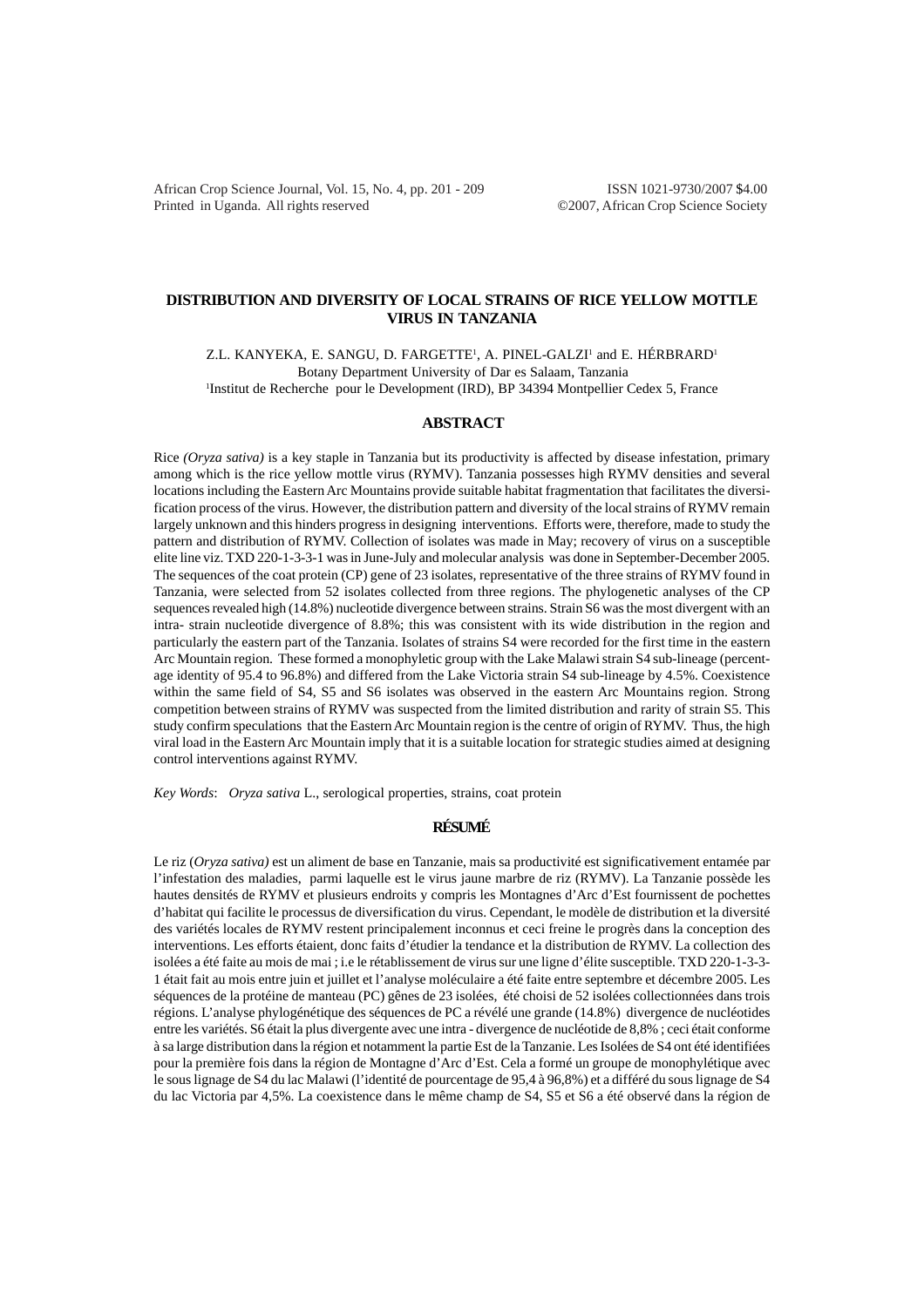African Crop Science Journal, Vol. 15, No. 4, pp. 201 - 209 ISSN 1021-9730/2007 $4.00
Printed in Uganda. All rights reserved ©2007, African Crop Science Society

# DISTRIBUTION AND DIVERSITY OF LOCAL STRAINS OF RICE YELLOW MOTTLE VIRUS IN TANZANIA

Z.L. KANYEKA, E. SANGU, D. FARGETTE[1], A. PINEL-GALZI[1] and E. HÉRBRARD[1]

Botany Department University of Dar es Salaam, Tanzania

[1]Institut de Recherche pour le Development (IRD), BP 34394 Montpellier Cedex 5, France

## ABSTRACT

Rice *(Oryza sativa)* is a key staple in Tanzania but its productivity is affected by disease infestation, primary among which is the rice yellow mottle virus (RYMV). Tanzania possesses high RYMV densities and several locations including the Eastern Arc Mountains provide suitable habitat fragmentation that facilitates the diversification process of the virus. However, the distribution pattern and diversity of the local strains of RYMV remain largely unknown and this hinders progress in designing interventions. Efforts were, therefore, made to study the pattern and distribution of RYMV. Collection of isolates was made in May; recovery of virus on a susceptible elite line viz. TXD 220-1-3-3-1 was in June-July and molecular analysis was done in September-December 2005. The sequences of the coat protein (CP) gene of 23 isolates, representative of the three strains of RYMV found in Tanzania, were selected from 52 isolates collected from three regions. The phylogenetic analyses of the CP sequences revealed high (14.8%) nucleotide divergence between strains. Strain S6 was the most divergent with an intra- strain nucleotide divergence of 8.8%; this was consistent with its wide distribution in the region and particularly the eastern part of the Tanzania. Isolates of strains S4 were recorded for the first time in the eastern Arc Mountain region. These formed a monophyletic group with the Lake Malawi strain S4 sub-lineage (percentage identity of 95.4 to 96.8%) and differed from the Lake Victoria strain S4 sub-lineage by 4.5%. Coexistence within the same field of S4, S5 and S6 isolates was observed in the eastern Arc Mountains region. Strong competition between strains of RYMV was suspected from the limited distribution and rarity of strain S5. This study confirm speculations that the Eastern Arc Mountain region is the centre of origin of RYMV. Thus, the high viral load in the Eastern Arc Mountain imply that it is a suitable location for strategic studies aimed at designing control interventions against RYMV.

*Key Words*: *Oryza sativa* L., serological properties, strains, coat protein

## RÉSUMÉ

Le riz (*Oryza sativa)* est un aliment de base en Tanzanie, mais sa productivité est significativement entamée par l'infestation des maladies, parmi laquelle est le virus jaune marbre de riz (RYMV). La Tanzanie possède les hautes densités de RYMV et plusieurs endroits y compris les Montagnes d'Arc d'Est fournissent de pochettes d'habitat qui facilite le processus de diversification du virus. Cependant, le modèle de distribution et la diversité des variétés locales de RYMV restent principalement inconnus et ceci freine le progrès dans la conception des interventions. Les efforts étaient, donc faits d'étudier la tendance et la distribution de RYMV. La collection des isolées a été faite au mois de mai ; i.e le rétablissement de virus sur une ligne d'élite susceptible. TXD 220-1-3-3-1 était fait au mois entre juin et juillet et l'analyse moléculaire a été faite entre septembre et décembre 2005. Les séquences de la protéine de manteau (PC) gênes de 23 isolées, été choisi de 52 isolées collectionnées dans trois régions. L'analyse phylogénétique des séquences de PC a révélé une grande (14.8%) divergence de nucléotides entre les variétés. S6 était la plus divergente avec une intra - divergence de nucléotide de 8,8% ; ceci était conforme à sa large distribution dans la région et notamment la partie Est de la Tanzanie. Les Isolées de S4 ont été identifiées pour la première fois dans la région de Montagne d'Arc d'Est. Cela a formé un groupe de monophylétique avec le sous lignage de S4 du lac Malawi (l'identité de pourcentage de 95,4 à 96,8%) et a différé du sous lignage de S4 du lac Victoria par 4,5%. La coexistence dans le même champ de S4, S5 et S6 a été observé dans la région de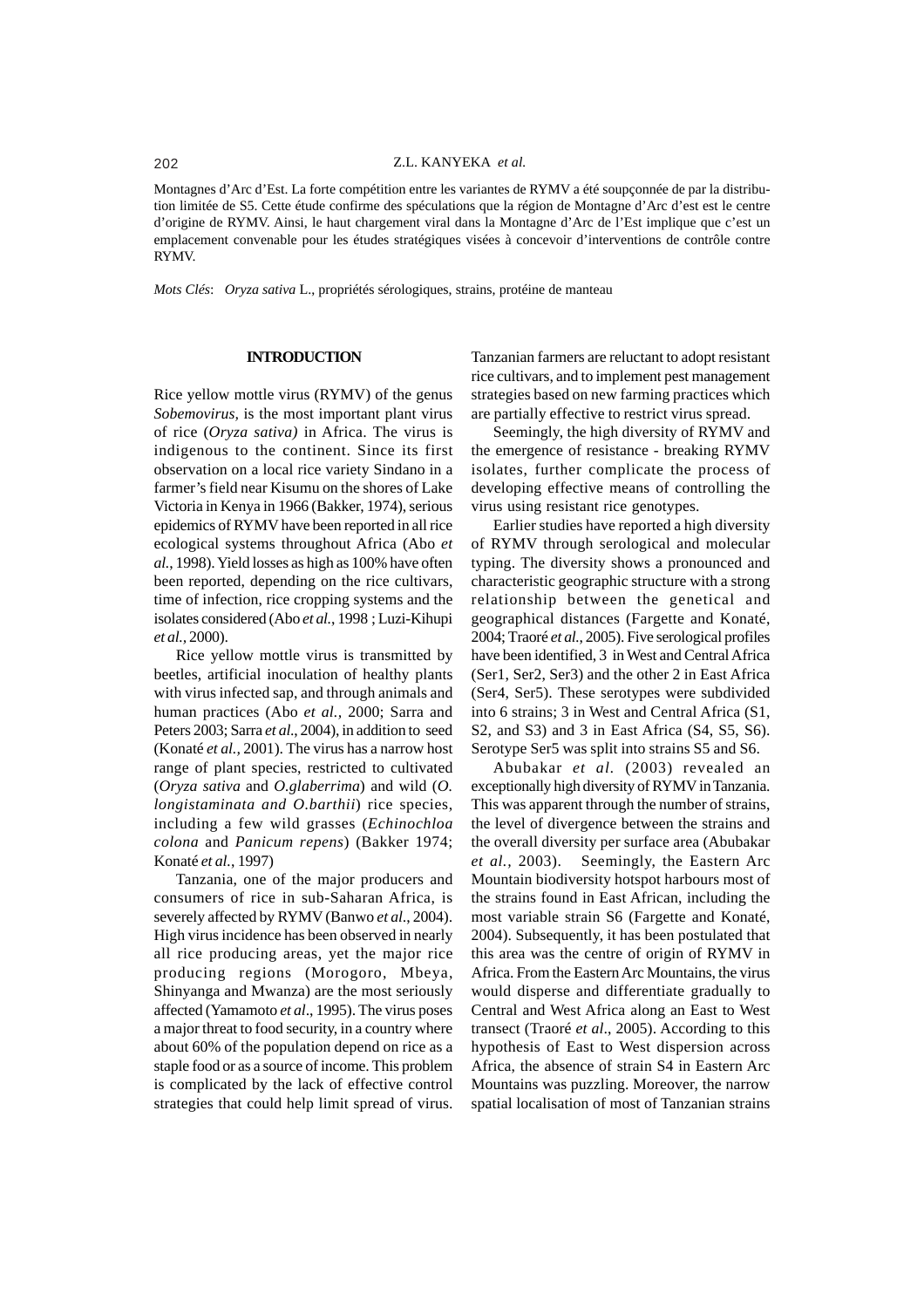Montagnes d'Arc d'Est. La forte compétition entre les variantes de RYMV a été soupçonnée de par la distribution limitée de S5. Cette étude confirme des spéculations que la région de Montagne d'Arc d'est est le centre d'origine de RYMV. Ainsi, le haut chargement viral dans la Montagne d'Arc de l'Est implique que c'est un emplacement convenable pour les études stratégiques visées à concevoir d'interventions de contrôle contre RYMV.

*Mots Clés*: *Oryza sativa* L., propriétés sérologiques, strains, protéine de manteau

## INTRODUCTION

Rice yellow mottle virus (RYMV) of the genus *Sobemovirus,* is the most important plant virus of rice (*Oryza sativa)* in Africa. The virus is indigenous to the continent. Since its first observation on a local rice variety Sindano in a farmer's field near Kisumu on the shores of Lake Victoria in Kenya in 1966 (Bakker, 1974), serious epidemics of RYMV have been reported in all rice ecological systems throughout Africa (Abo *et al.*, 1998). Yield losses as high as 100% have often been reported, depending on the rice cultivars, time of infection, rice cropping systems and the isolates considered (Abo *et al.*, 1998 ; Luzi-Kihupi *et al.,* 2000).

Rice yellow mottle virus is transmitted by beetles, artificial inoculation of healthy plants with virus infected sap, and through animals and human practices (Abo *et al.,* 2000; Sarra and Peters 2003; Sarra *et al.*, 2004), in addition to seed (Konaté *et al.,* 2001). The virus has a narrow host range of plant species, restricted to cultivated (*Oryza sativa* and *O.glaberrima*) and wild (*O. longistaminata and O.barthii*) rice species, including a few wild grasses (*Echinochloa colona* and *Panicum repens*) (Bakker 1974; Konaté *et al.*, 1997)

Tanzania, one of the major producers and consumers of rice in sub-Saharan Africa, is severely affected by RYMV (Banwo *et al*., 2004). High virus incidence has been observed in nearly all rice producing areas, yet the major rice producing regions (Morogoro, Mbeya, Shinyanga and Mwanza) are the most seriously affected (Yamamoto *et al*., 1995). The virus poses a major threat to food security, in a country where about 60% of the population depend on rice as a staple food or as a source of income. This problem is complicated by the lack of effective control strategies that could help limit spread of virus. Tanzanian farmers are reluctant to adopt resistant rice cultivars, and to implement pest management strategies based on new farming practices which are partially effective to restrict virus spread.

Seemingly, the high diversity of RYMV and the emergence of resistance - breaking RYMV isolates, further complicate the process of developing effective means of controlling the virus using resistant rice genotypes.

Earlier studies have reported a high diversity of RYMV through serological and molecular typing. The diversity shows a pronounced and characteristic geographic structure with a strong relationship between the genetical and geographical distances (Fargette and Konaté, 2004; Traoré *et al.*, 2005). Five serological profiles have been identified, 3 in West and Central Africa (Ser1, Ser2, Ser3) and the other 2 in East Africa (Ser4, Ser5). These serotypes were subdivided into 6 strains; 3 in West and Central Africa (S1, S2, and S3) and 3 in East Africa (S4, S5, S6). Serotype Ser5 was split into strains S5 and S6.

Abubakar *et al.* (2003) revealed an exceptionally high diversity of RYMV in Tanzania. This was apparent through the number of strains, the level of divergence between the strains and the overall diversity per surface area (Abubakar *et al.*, 2003). Seemingly, the Eastern Arc Mountain biodiversity hotspot harbours most of the strains found in East African, including the most variable strain S6 (Fargette and Konaté, 2004). Subsequently, it has been postulated that this area was the centre of origin of RYMV in Africa. From the Eastern Arc Mountains, the virus would disperse and differentiate gradually to Central and West Africa along an East to West transect (Traoré *et al*., 2005). According to this hypothesis of East to West dispersion across Africa, the absence of strain S4 in Eastern Arc Mountains was puzzling. Moreover, the narrow spatial localisation of most of Tanzanian strains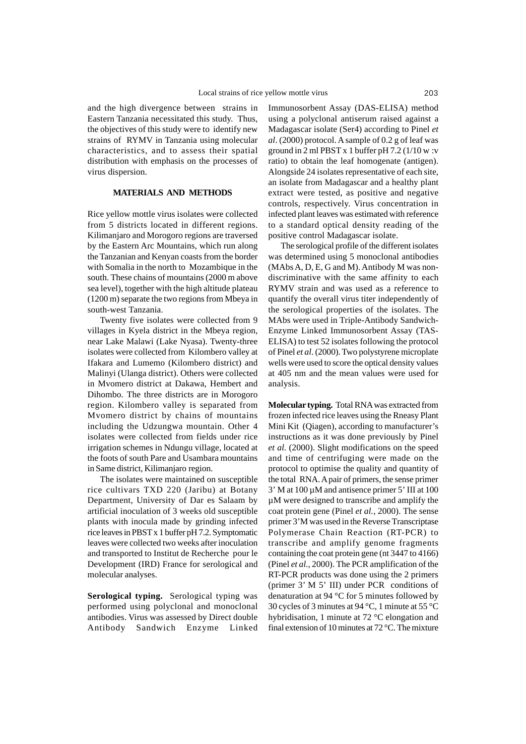and the high divergence between strains in Eastern Tanzania necessitated this study. Thus, the objectives of this study were to identify new strains of RYMV in Tanzania using molecular characteristics, and to assess their spatial distribution with emphasis on the processes of virus dispersion.

## MATERIALS AND METHODS

Rice yellow mottle virus isolates were collected from 5 districts located in different regions. Kilimanjaro and Morogoro regions are traversed by the Eastern Arc Mountains, which run along the Tanzanian and Kenyan coasts from the border with Somalia in the north to Mozambique in the south. These chains of mountains (2000 m above sea level), together with the high altitude plateau (1200 m) separate the two regions from Mbeya in south-west Tanzania.

Twenty five isolates were collected from 9 villages in Kyela district in the Mbeya region, near Lake Malawi (Lake Nyasa). Twenty-three isolates were collected from Kilombero valley at Ifakara and Lumemo (Kilombero district) and Malinyi (Ulanga district). Others were collected in Mvomero district at Dakawa, Hembert and Dihombo. The three districts are in Morogoro region. Kilombero valley is separated from Mvomero district by chains of mountains including the Udzungwa mountain. Other 4 isolates were collected from fields under rice irrigation schemes in Ndungu village, located at the foots of south Pare and Usambara mountains in Same district, Kilimanjaro region.

The isolates were maintained on susceptible rice cultivars TXD 220 (Jaribu) at Botany Department, University of Dar es Salaam by artificial inoculation of 3 weeks old susceptible plants with inocula made by grinding infected rice leaves in PBST x 1 buffer pH 7.2. Symptomatic leaves were collected two weeks after inoculation and transported to Institut de Recherche pour le Development (IRD) France for serological and molecular analyses.

**Serological typing.** Serological typing was performed using polyclonal and monoclonal antibodies. Virus was assessed by Direct double Antibody Sandwich Enzyme Linked Immunosorbent Assay (DAS-ELISA) method using a polyclonal antiserum raised against a Madagascar isolate (Ser4) according to Pinel *et al*. (2000) protocol. A sample of 0.2 g of leaf was ground in 2 ml PBST x 1 buffer pH 7.2 (1/10 w :v ratio) to obtain the leaf homogenate (antigen). Alongside 24 isolates representative of each site, an isolate from Madagascar and a healthy plant extract were tested, as positive and negative controls, respectively. Virus concentration in infected plant leaves was estimated with reference to a standard optical density reading of the positive control Madagascar isolate.

The serological profile of the different isolates was determined using 5 monoclonal antibodies (MAbs A, D, E, G and M). Antibody M was non-discriminative with the same affinity to each RYMV strain and was used as a reference to quantify the overall virus titer independently of the serological properties of the isolates. The MAbs were used in Triple-Antibody Sandwich-Enzyme Linked Immunosorbent Assay (TAS-ELISA) to test 52 isolates following the protocol of Pinel *et al*. (2000). Two polystyrene microplate wells were used to score the optical density values at 405 nm and the mean values were used for analysis.

**Molecular typing.** Total RNA was extracted from frozen infected rice leaves using the Rneasy Plant Mini Kit (Qiagen), according to manufacturer's instructions as it was done previously by Pinel *et al.* (2000). Slight modifications on the speed and time of centrifuging were made on the protocol to optimise the quality and quantity of the total RNA. A pair of primers, the sense primer 3' M at 100 µM and antisense primer 5' III at 100 µM were designed to transcribe and amplify the coat protein gene (Pinel *et al.*, 2000). The sense primer 3'M was used in the Reverse Transcriptase Polymerase Chain Reaction (RT-PCR) to transcribe and amplify genome fragments containing the coat protein gene (nt 3447 to 4166) (Pinel *et al.*, 2000). The PCR amplification of the RT-PCR products was done using the 2 primers (primer 3' M 5' III) under PCR conditions of denaturation at 94 °C for 5 minutes followed by 30 cycles of 3 minutes at 94 °C, 1 minute at 55 °C hybridisation, 1 minute at 72 °C elongation and final extension of 10 minutes at 72 °C. The mixture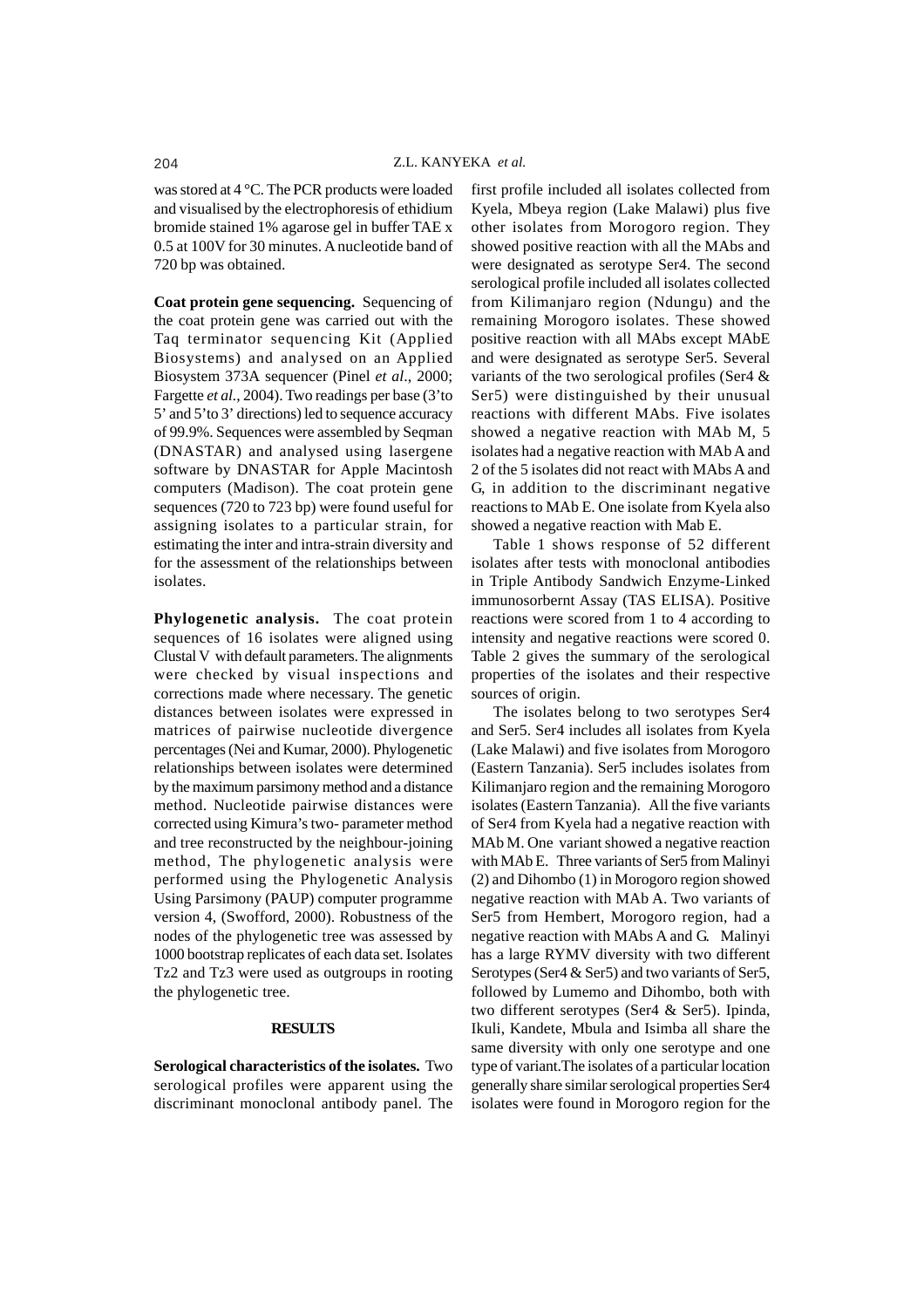was stored at 4 °C. The PCR products were loaded and visualised by the electrophoresis of ethidium bromide stained 1% agarose gel in buffer TAE x 0.5 at 100V for 30 minutes. A nucleotide band of 720 bp was obtained.

**Coat protein gene sequencing.** Sequencing of the coat protein gene was carried out with the Taq terminator sequencing Kit (Applied Biosystems) and analysed on an Applied Biosystem 373A sequencer (Pinel *et al*., 2000; Fargette *et al*., 2004). Two readings per base (3'to 5' and 5'to 3' directions) led to sequence accuracy of 99.9%. Sequences were assembled by Seqman (DNASTAR) and analysed using lasergene software by DNASTAR for Apple Macintosh computers (Madison). The coat protein gene sequences (720 to 723 bp) were found useful for assigning isolates to a particular strain, for estimating the inter and intra-strain diversity and for the assessment of the relationships between isolates.

**Phylogenetic analysis.** The coat protein sequences of 16 isolates were aligned using Clustal V with default parameters. The alignments were checked by visual inspections and corrections made where necessary. The genetic distances between isolates were expressed in matrices of pairwise nucleotide divergence percentages (Nei and Kumar, 2000). Phylogenetic relationships between isolates were determined by the maximum parsimony method and a distance method. Nucleotide pairwise distances were corrected using Kimura's two- parameter method and tree reconstructed by the neighbour-joining method, The phylogenetic analysis were performed using the Phylogenetic Analysis Using Parsimony (PAUP) computer programme version 4, (Swofford, 2000). Robustness of the nodes of the phylogenetic tree was assessed by 1000 bootstrap replicates of each data set. Isolates Tz2 and Tz3 were used as outgroups in rooting the phylogenetic tree.

## RESULTS

**Serological characteristics of the isolates.** Two serological profiles were apparent using the discriminant monoclonal antibody panel. The first profile included all isolates collected from Kyela, Mbeya region (Lake Malawi) plus five other isolates from Morogoro region. They showed positive reaction with all the MAbs and were designated as serotype Ser4. The second serological profile included all isolates collected from Kilimanjaro region (Ndungu) and the remaining Morogoro isolates. These showed positive reaction with all MAbs except MAbE and were designated as serotype Ser5. Several variants of the two serological profiles (Ser4 & Ser5) were distinguished by their unusual reactions with different MAbs. Five isolates showed a negative reaction with MAb M, 5 isolates had a negative reaction with MAb A and 2 of the 5 isolates did not react with MAbs A and G, in addition to the discriminant negative reactions to MAb E. One isolate from Kyela also showed a negative reaction with Mab E.

Table 1 shows response of 52 different isolates after tests with monoclonal antibodies in Triple Antibody Sandwich Enzyme-Linked immunosorbernt Assay (TAS ELISA). Positive reactions were scored from 1 to 4 according to intensity and negative reactions were scored 0. Table 2 gives the summary of the serological properties of the isolates and their respective sources of origin.

The isolates belong to two serotypes Ser4 and Ser5. Ser4 includes all isolates from Kyela (Lake Malawi) and five isolates from Morogoro (Eastern Tanzania). Ser5 includes isolates from Kilimanjaro region and the remaining Morogoro isolates (Eastern Tanzania). All the five variants of Ser4 from Kyela had a negative reaction with MAb M. One variant showed a negative reaction with MAb E. Three variants of Ser5 from Malinyi (2) and Dihombo (1) in Morogoro region showed negative reaction with MAb A. Two variants of Ser5 from Hembert, Morogoro region, had a negative reaction with MAbs A and G. Malinyi has a large RYMV diversity with two different Serotypes (Ser4 & Ser5) and two variants of Ser5, followed by Lumemo and Dihombo, both with two different serotypes (Ser4 & Ser5). Ipinda, Ikuli, Kandete, Mbula and Isimba all share the same diversity with only one serotype and one type of variant.The isolates of a particular location generally share similar serological properties Ser4 isolates were found in Morogoro region for the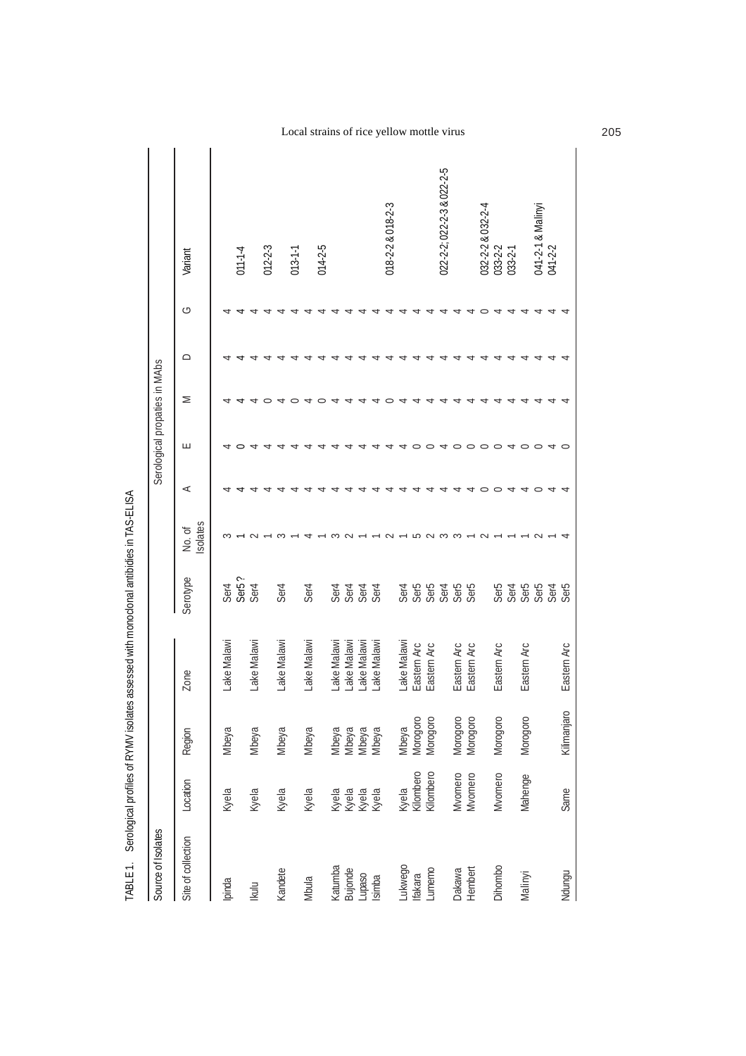TABLE 1. Serological profiles of RYMV isolates assessed with monoclonal antibidies in TAS-ELISA

| Source of Isolates | | | | | | Serological propaties in MAbs | | | | | |
|---|---|---|---|---|---|---|---|---|---|---|---|
| Site of collection | Location | Region | Zone | Serotype | No. of Isolates | A | E | M | D | G | Variant |
| Ipinda | Kyela | Mbeya | Lake Malawi | Ser4 | 3 | 4 | 4 | 4 | 4 | 4 | |
| | | | | Ser5 ? | 1 | 4 | 0 | 4 | 4 | 4 | 011-1-4 |
| Ikulu | Kyela | Mbeya | Lake Malawi | Ser4 | 2 | 4 | 4 | 4 | 4 | 4 | |
| | | | | | 1 | 4 | 4 | 0 | 4 | 4 | 012-2-3 |
| Kandete | Kyela | Mbeya | Lake Malawi | Ser4 | 3 | 4 | 4 | 4 | 4 | 4 | |
| | | | | | 1 | 4 | 4 | 0 | 4 | 4 | 013-1-1 |
| Mbula | Kyela | Mbeya | Lake Malawi | Ser4 | 4 | 4 | 4 | 4 | 4 | 4 | |
| | | | | | 1 | 4 | 4 | 0 | 4 | 4 | 014-2-5 |
| Katumba | Kyela | Mbeya | Lake Malawi | Ser4 | 3 | 4 | 4 | 4 | 4 | 4 | |
| Bujonde | Kyela | Mbeya | Lake Malawi | Ser4 | 2 | 4 | 4 | 4 | 4 | 4 | |
| Lupaso | Kyela | Mbeya | Lake Malawi | Ser4 | 1 | 4 | 4 | 4 | 4 | 4 | |
| Isimba | Kyela | Mbeya | Lake Malawi | Ser4 | 1 | 4 | 4 | 4 | 4 | 4 | |
| | | | | | 2 | 4 | 4 | 0 | 4 | 4 | 018-2-2 & 018-2-3 |
| Lukwego | Kyela | Mbeya | Lake Malawi | Ser4 | 1 | 4 | 4 | 4 | 4 | 4 | |
| Ifakara | Kilombero | Morogoro | Eastern Arc | Ser5 | 5 | 4 | 0 | 4 | 4 | 4 | |
| Lumemo | Kilombero | Morogoro | Eastern Arc | Ser5 | 2 | 4 | 0 | 4 | 4 | 4 | |
| | | | | Ser4 | 3 | 4 | 4 | 4 | 4 | 4 | 022-2-2; 022-2-3 & 022-2-5 |
| Dakawa | Mvomero | Morogoro | Eastern Arc | Ser5 | 3 | 4 | 0 | 4 | 4 | 4 | |
| Hembert | Mvomero | Morogoro | Eastern Arc | Ser5 | 1 | 4 | 0 | 4 | 4 | 4 | |
| | | | | | 2 | 0 | 0 | 4 | 4 | 0 | 032-2-2 & 032-2-4 |
| Dihombo | Mvomero | Morogoro | Eastern Arc | Ser5 | 1 | 0 | 0 | 4 | 4 | 4 | 033-2-2 |
| | | | | Ser4 | 1 | 4 | 4 | 4 | 4 | 4 | 033-2-1 |
| Malinyi | Mahenge | Morogoro | Eastern Arc | Ser5 | 1 | 4 | 0 | 4 | 4 | 4 | |
| | | | | Ser5 | 2 | 0 | 0 | 4 | 4 | 4 | 041-2-1 & Malinyi |
| | | | | Ser4 | 1 | 4 | 4 | 4 | 4 | 4 | 041-2-2 |
| Ndungu | Same | Kilimanjaro | Eastern Arc | Ser5 | 4 | 4 | 0 | 4 | 4 | 4 | |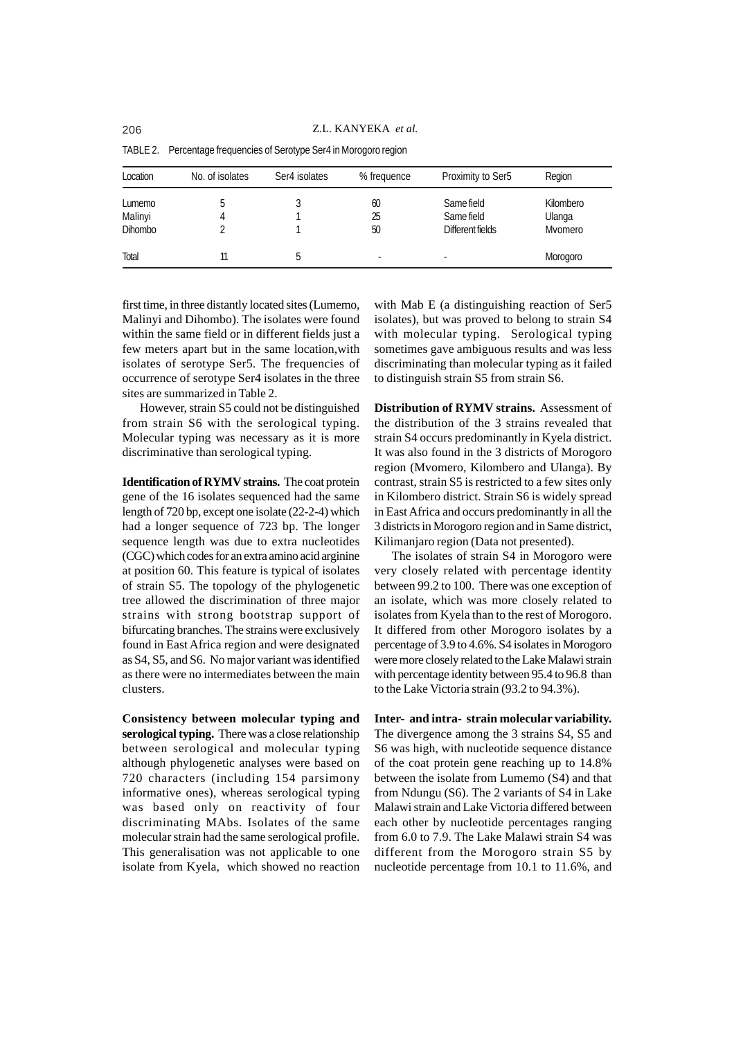TABLE 2. Percentage frequencies of Serotype Ser4 in Morogoro region

| Location | No. of isolates | Ser4 isolates | % frequence | Proximity to Ser5 | Region |
|---|---|---|---|---|---|
| Lumemo | 5 | 3 | 60 | Same field | Kilombero |
| Malinyi | 4 | 1 | 25 | Same field | Ulanga |
| Dihombo | 2 | 1 | 50 | Different fields | Mvomero |
| Total | 11 | 5 | - | - | Morogoro |

first time, in three distantly located sites (Lumemo, Malinyi and Dihombo). The isolates were found within the same field or in different fields just a few meters apart but in the same location,with isolates of serotype Ser5. The frequencies of occurrence of serotype Ser4 isolates in the three sites are summarized in Table 2.

However, strain S5 could not be distinguished from strain S6 with the serological typing. Molecular typing was necessary as it is more discriminative than serological typing.

**Identification of RYMV strains.** The coat protein gene of the 16 isolates sequenced had the same length of 720 bp, except one isolate (22-2-4) which had a longer sequence of 723 bp. The longer sequence length was due to extra nucleotides (CGC) which codes for an extra amino acid arginine at position 60. This feature is typical of isolates of strain S5. The topology of the phylogenetic tree allowed the discrimination of three major strains with strong bootstrap support of bifurcating branches. The strains were exclusively found in East Africa region and were designated as S4, S5, and S6. No major variant was identified as there were no intermediates between the main clusters.

**Consistency between molecular typing and serological typing.** There was a close relationship between serological and molecular typing although phylogenetic analyses were based on 720 characters (including 154 parsimony informative ones), whereas serological typing was based only on reactivity of four discriminating MAbs. Isolates of the same molecular strain had the same serological profile. This generalisation was not applicable to one isolate from Kyela, which showed no reaction with Mab E (a distinguishing reaction of Ser5 isolates), but was proved to belong to strain S4 with molecular typing. Serological typing sometimes gave ambiguous results and was less discriminating than molecular typing as it failed to distinguish strain S5 from strain S6.

**Distribution of RYMV strains.** Assessment of the distribution of the 3 strains revealed that strain S4 occurs predominantly in Kyela district. It was also found in the 3 districts of Morogoro region (Mvomero, Kilombero and Ulanga). By contrast, strain S5 is restricted to a few sites only in Kilombero district. Strain S6 is widely spread in East Africa and occurs predominantly in all the 3 districts in Morogoro region and in Same district, Kilimanjaro region (Data not presented).

The isolates of strain S4 in Morogoro were very closely related with percentage identity between 99.2 to 100. There was one exception of an isolate, which was more closely related to isolates from Kyela than to the rest of Morogoro. It differed from other Morogoro isolates by a percentage of 3.9 to 4.6%. S4 isolates in Morogoro were more closely related to the Lake Malawi strain with percentage identity between 95.4 to 96.8 than to the Lake Victoria strain (93.2 to 94.3%).

**Inter- and intra- strain molecular variability.** The divergence among the 3 strains S4, S5 and S6 was high, with nucleotide sequence distance of the coat protein gene reaching up to 14.8% between the isolate from Lumemo (S4) and that from Ndungu (S6). The 2 variants of S4 in Lake Malawi strain and Lake Victoria differed between each other by nucleotide percentages ranging from 6.0 to 7.9. The Lake Malawi strain S4 was different from the Morogoro strain S5 by nucleotide percentage from 10.1 to 11.6%, and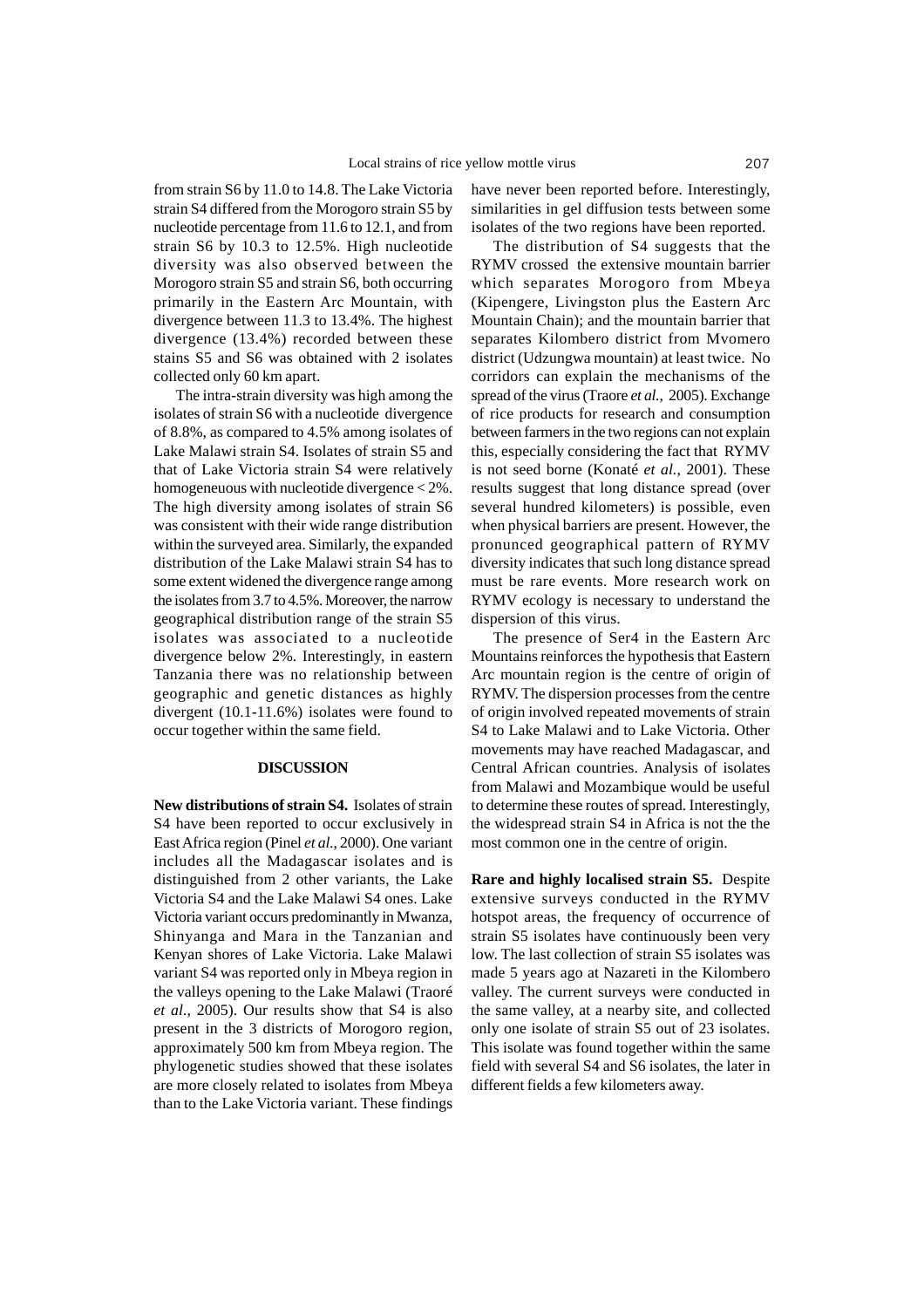from strain S6 by 11.0 to 14.8. The Lake Victoria strain S4 differed from the Morogoro strain S5 by nucleotide percentage from 11.6 to 12.1, and from strain S6 by 10.3 to 12.5%. High nucleotide diversity was also observed between the Morogoro strain S5 and strain S6, both occurring primarily in the Eastern Arc Mountain, with divergence between 11.3 to 13.4%. The highest divergence (13.4%) recorded between these stains S5 and S6 was obtained with 2 isolates collected only 60 km apart.

The intra-strain diversity was high among the isolates of strain S6 with a nucleotide divergence of 8.8%, as compared to 4.5% among isolates of Lake Malawi strain S4. Isolates of strain S5 and that of Lake Victoria strain S4 were relatively homogeneuous with nucleotide divergence < 2%. The high diversity among isolates of strain S6 was consistent with their wide range distribution within the surveyed area. Similarly, the expanded distribution of the Lake Malawi strain S4 has to some extent widened the divergence range among the isolates from 3.7 to 4.5%. Moreover, the narrow geographical distribution range of the strain S5 isolates was associated to a nucleotide divergence below 2%. Interestingly, in eastern Tanzania there was no relationship between geographic and genetic distances as highly divergent (10.1-11.6%) isolates were found to occur together within the same field.

## DISCUSSION

**New distributions of strain S4.** Isolates of strain S4 have been reported to occur exclusively in East Africa region (Pinel *et al*., 2000). One variant includes all the Madagascar isolates and is distinguished from 2 other variants, the Lake Victoria S4 and the Lake Malawi S4 ones. Lake Victoria variant occurs predominantly in Mwanza, Shinyanga and Mara in the Tanzanian and Kenyan shores of Lake Victoria. Lake Malawi variant S4 was reported only in Mbeya region in the valleys opening to the Lake Malawi (Traoré *et al*., 2005). Our results show that S4 is also present in the 3 districts of Morogoro region, approximately 500 km from Mbeya region. The phylogenetic studies showed that these isolates are more closely related to isolates from Mbeya than to the Lake Victoria variant. These findings have never been reported before. Interestingly, similarities in gel diffusion tests between some isolates of the two regions have been reported.

The distribution of S4 suggests that the RYMV crossed the extensive mountain barrier which separates Morogoro from Mbeya (Kipengere, Livingston plus the Eastern Arc Mountain Chain); and the mountain barrier that separates Kilombero district from Mvomero district (Udzungwa mountain) at least twice. No corridors can explain the mechanisms of the spread of the virus (Traore *et al.,* 2005). Exchange of rice products for research and consumption between farmers in the two regions can not explain this, especially considering the fact that RYMV is not seed borne (Konaté *et al.*, 2001). These results suggest that long distance spread (over several hundred kilometers) is possible, even when physical barriers are present. However, the pronunced geographical pattern of RYMV diversity indicates that such long distance spread must be rare events. More research work on RYMV ecology is necessary to understand the dispersion of this virus.

The presence of Ser4 in the Eastern Arc Mountains reinforces the hypothesis that Eastern Arc mountain region is the centre of origin of RYMV. The dispersion processes from the centre of origin involved repeated movements of strain S4 to Lake Malawi and to Lake Victoria. Other movements may have reached Madagascar, and Central African countries. Analysis of isolates from Malawi and Mozambique would be useful to determine these routes of spread. Interestingly, the widespread strain S4 in Africa is not the the most common one in the centre of origin.

**Rare and highly localised strain S5.** Despite extensive surveys conducted in the RYMV hotspot areas, the frequency of occurrence of strain S5 isolates have continuously been very low. The last collection of strain S5 isolates was made 5 years ago at Nazareti in the Kilombero valley. The current surveys were conducted in the same valley, at a nearby site, and collected only one isolate of strain S5 out of 23 isolates. This isolate was found together within the same field with several S4 and S6 isolates, the later in different fields a few kilometers away.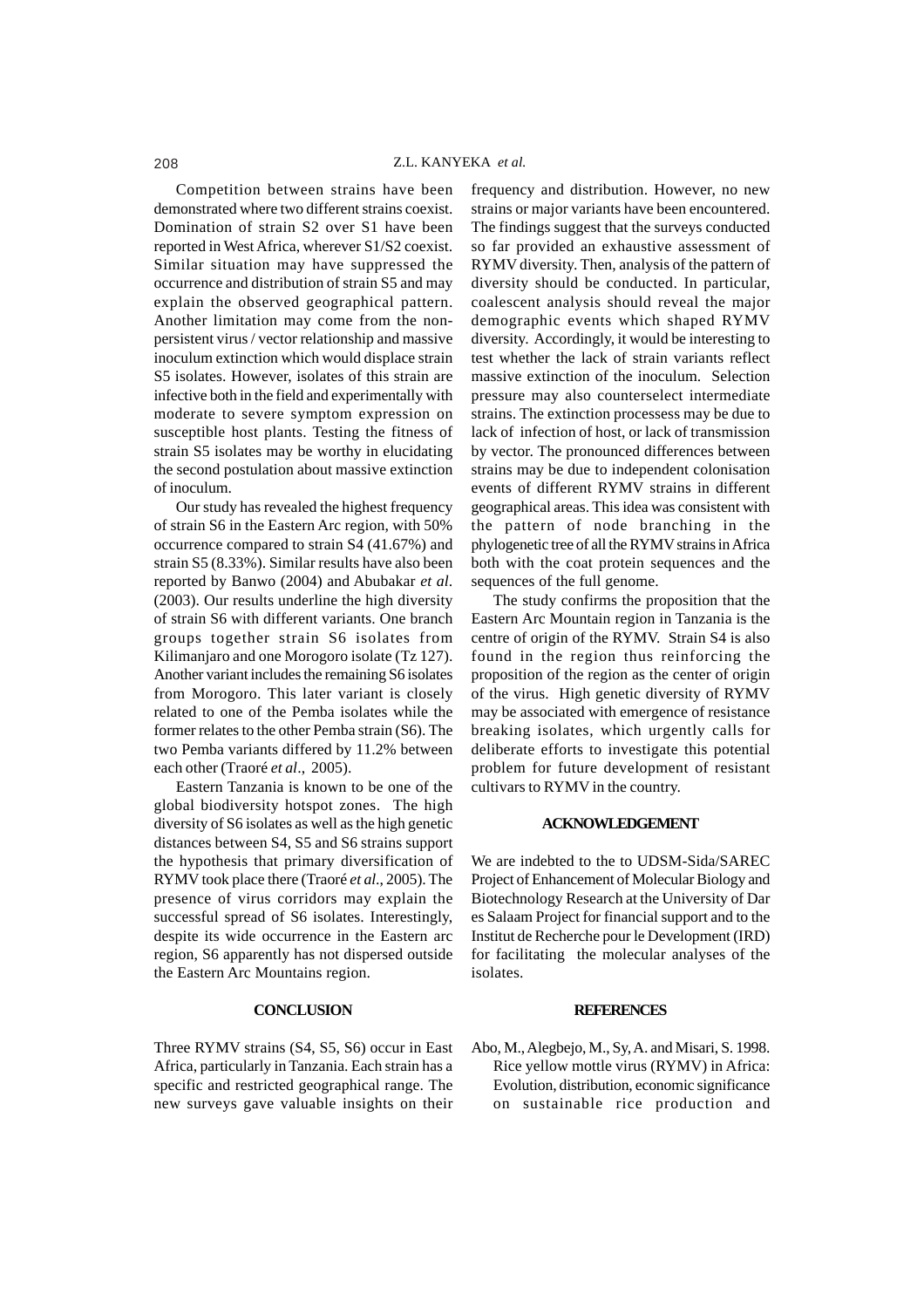Competition between strains have been demonstrated where two different strains coexist. Domination of strain S2 over S1 have been reported in West Africa, wherever S1/S2 coexist. Similar situation may have suppressed the occurrence and distribution of strain S5 and may explain the observed geographical pattern. Another limitation may come from the non-persistent virus / vector relationship and massive inoculum extinction which would displace strain S5 isolates. However, isolates of this strain are infective both in the field and experimentally with moderate to severe symptom expression on susceptible host plants. Testing the fitness of strain S5 isolates may be worthy in elucidating the second postulation about massive extinction of inoculum.

Our study has revealed the highest frequency of strain S6 in the Eastern Arc region, with 50% occurrence compared to strain S4 (41.67%) and strain S5 (8.33%). Similar results have also been reported by Banwo (2004) and Abubakar *et al*. (2003). Our results underline the high diversity of strain S6 with different variants. One branch groups together strain S6 isolates from Kilimanjaro and one Morogoro isolate (Tz 127). Another variant includes the remaining S6 isolates from Morogoro. This later variant is closely related to one of the Pemba isolates while the former relates to the other Pemba strain (S6). The two Pemba variants differed by 11.2% between each other (Traoré *et al*., 2005).

Eastern Tanzania is known to be one of the global biodiversity hotspot zones. The high diversity of S6 isolates as well as the high genetic distances between S4, S5 and S6 strains support the hypothesis that primary diversification of RYMV took place there (Traoré *et al*., 2005). The presence of virus corridors may explain the successful spread of S6 isolates. Interestingly, despite its wide occurrence in the Eastern arc region, S6 apparently has not dispersed outside the Eastern Arc Mountains region.

## CONCLUSION

Three RYMV strains (S4, S5, S6) occur in East Africa, particularly in Tanzania. Each strain has a specific and restricted geographical range. The new surveys gave valuable insights on their frequency and distribution. However, no new strains or major variants have been encountered. The findings suggest that the surveys conducted so far provided an exhaustive assessment of RYMV diversity. Then, analysis of the pattern of diversity should be conducted. In particular, coalescent analysis should reveal the major demographic events which shaped RYMV diversity. Accordingly, it would be interesting to test whether the lack of strain variants reflect massive extinction of the inoculum. Selection pressure may also counterselect intermediate strains. The extinction processess may be due to lack of infection of host, or lack of transmission by vector. The pronounced differences between strains may be due to independent colonisation events of different RYMV strains in different geographical areas. This idea was consistent with the pattern of node branching in the phylogenetic tree of all the RYMV strains in Africa both with the coat protein sequences and the sequences of the full genome.

The study confirms the proposition that the Eastern Arc Mountain region in Tanzania is the centre of origin of the RYMV. Strain S4 is also found in the region thus reinforcing the proposition of the region as the center of origin of the virus. High genetic diversity of RYMV may be associated with emergence of resistance breaking isolates, which urgently calls for deliberate efforts to investigate this potential problem for future development of resistant cultivars to RYMV in the country.

## ACKNOWLEDGEMENT

We are indebted to the to UDSM-Sida/SAREC Project of Enhancement of Molecular Biology and Biotechnology Research at the University of Dar es Salaam Project for financial support and to the Institut de Recherche pour le Development (IRD) for facilitating the molecular analyses of the isolates.

## REFERENCES

Abo, M., Alegbejo, M., Sy, A. and Misari, S. 1998. Rice yellow mottle virus (RYMV) in Africa: Evolution, distribution, economic significance on sustainable rice production and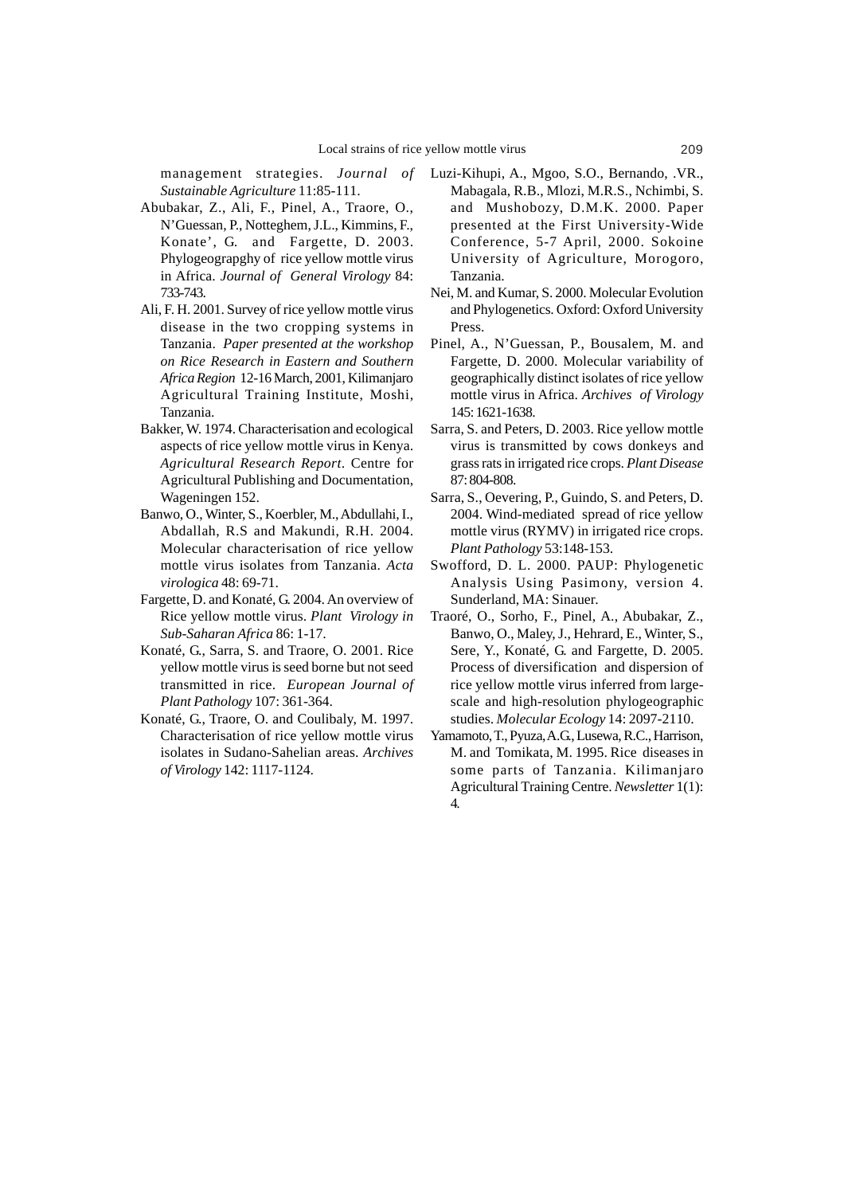management strategies. *Journal of Sustainable Agriculture* 11:85-111.

Abubakar, Z., Ali, F., Pinel, A., Traore, O., N'Guessan, P., Notteghem, J.L., Kimmins, F., Konate', G. and Fargette, D. 2003. Phylogeograpghy of rice yellow mottle virus in Africa. *Journal of General Virology* 84: 733-743.

Ali, F. H. 2001. Survey of rice yellow mottle virus disease in the two cropping systems in Tanzania. *Paper presented at the workshop on Rice Research in Eastern and Southern Africa Region* 12-16 March, 2001, Kilimanjaro Agricultural Training Institute, Moshi, Tanzania.

Bakker, W. 1974. Characterisation and ecological aspects of rice yellow mottle virus in Kenya. *Agricultural Research Report*. Centre for Agricultural Publishing and Documentation, Wageningen 152.

Banwo, O., Winter, S., Koerbler, M., Abdullahi, I., Abdallah, R.S and Makundi, R.H. 2004. Molecular characterisation of rice yellow mottle virus isolates from Tanzania. *Acta virologica* 48: 69-71.

Fargette, D. and Konaté, G. 2004. An overview of Rice yellow mottle virus. *Plant Virology in Sub-Saharan Africa* 86: 1-17.

Konaté, G., Sarra, S. and Traore, O. 2001. Rice yellow mottle virus is seed borne but not seed transmitted in rice. *European Journal of Plant Pathology* 107: 361-364.

Konaté, G., Traore, O. and Coulibaly, M. 1997. Characterisation of rice yellow mottle virus isolates in Sudano-Sahelian areas. *Archives of Virology* 142: 1117-1124.

Luzi-Kihupi, A., Mgoo, S.O., Bernando, .VR., Mabagala, R.B., Mlozi, M.R.S., Nchimbi, S. and Mushobozy, D.M.K. 2000. Paper presented at the First University-Wide Conference, 5-7 April, 2000. Sokoine University of Agriculture, Morogoro, Tanzania.

Nei, M. and Kumar, S. 2000. Molecular Evolution and Phylogenetics. Oxford: Oxford University Press.

Pinel, A., N'Guessan, P., Bousalem, M. and Fargette, D. 2000. Molecular variability of geographically distinct isolates of rice yellow mottle virus in Africa. *Archives of Virology* 145: 1621-1638.

Sarra, S. and Peters, D. 2003. Rice yellow mottle virus is transmitted by cows donkeys and grass rats in irrigated rice crops. *Plant Disease* 87: 804-808.

Sarra, S., Oevering, P., Guindo, S. and Peters, D. 2004. Wind-mediated spread of rice yellow mottle virus (RYMV) in irrigated rice crops. *Plant Pathology* 53:148-153.

Swofford, D. L. 2000. PAUP: Phylogenetic Analysis Using Pasimony, version 4. Sunderland, MA: Sinauer.

Traoré, O., Sorho, F., Pinel, A., Abubakar, Z., Banwo, O., Maley, J., Hehrard, E., Winter, S., Sere, Y., Konaté, G. and Fargette, D. 2005. Process of diversification and dispersion of rice yellow mottle virus inferred from large-scale and high-resolution phylogeographic studies. *Molecular Ecology* 14: 2097-2110.

Yamamoto, T., Pyuza, A.G., Lusewa, R.C., Harrison, M. and Tomikata, M. 1995. Rice diseases in some parts of Tanzania. Kilimanjaro Agricultural Training Centre. *Newsletter* 1(1): 4.